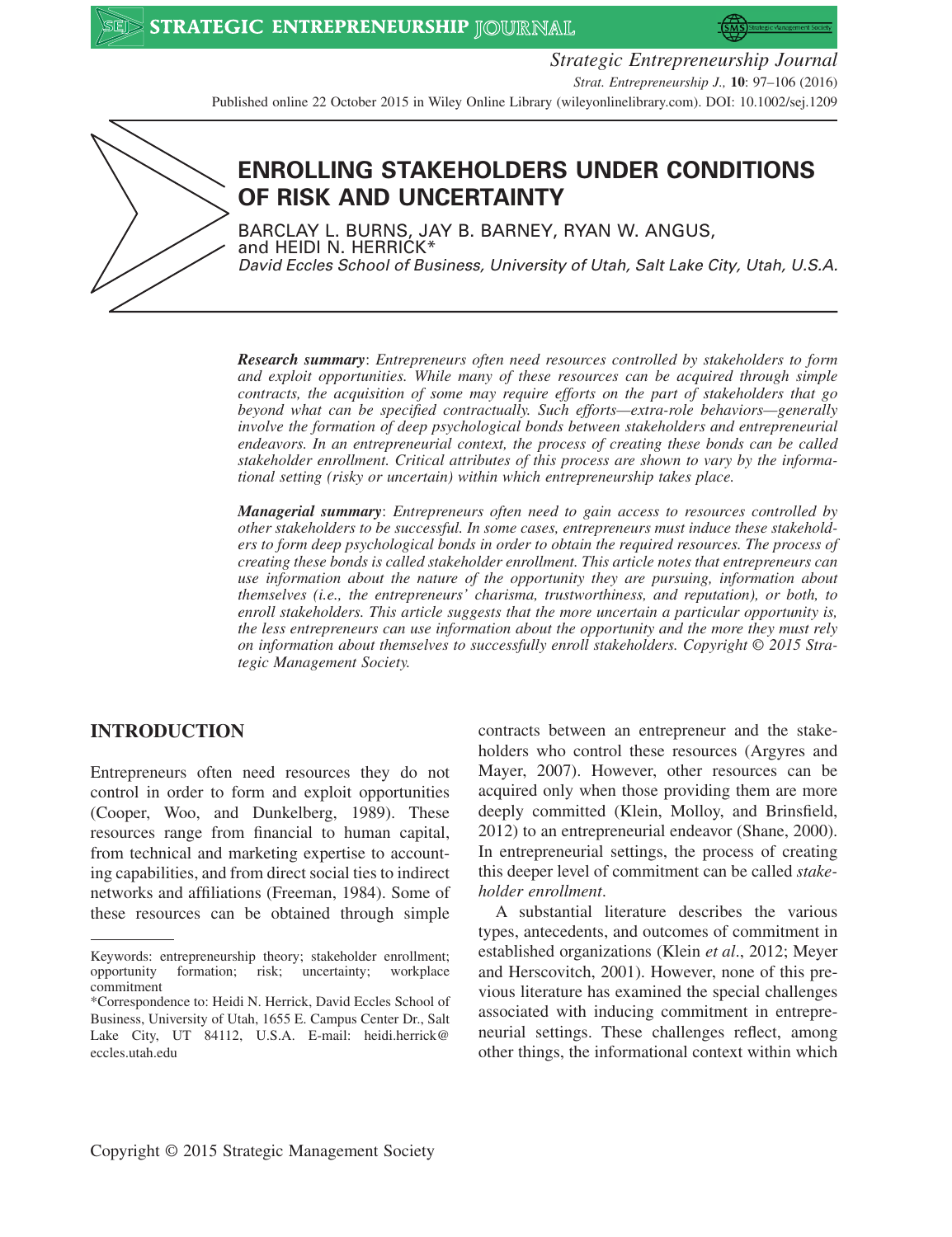# ENROLLING STAKEHOLDERS UNDER CONDITIONS OF RISK AND UNCERTAINTY

BARCLAY L. BURNS, JAY B. BARNEY, RYAN W. ANGUS, and HEIDI N. HERRICK*

*David Eccles School of Business, University of Utah, Salt Lake City, Utah, U.S.A.*

***Research summary***: *Entrepreneurs often need resources controlled by stakeholders to form and exploit opportunities. While many of these resources can be acquired through simple contracts, the acquisition of some may require efforts on the part of stakeholders that go beyond what can be specified contractually. Such efforts—extra-role behaviors—generally involve the formation of deep psychological bonds between stakeholders and entrepreneurial endeavors. In an entrepreneurial context, the process of creating these bonds can be called stakeholder enrollment. Critical attributes of this process are shown to vary by the informational setting (risky or uncertain) within which entrepreneurship takes place.*

***Managerial summary***: *Entrepreneurs often need to gain access to resources controlled by other stakeholders to be successful. In some cases, entrepreneurs must induce these stakeholders to form deep psychological bonds in order to obtain the required resources. The process of creating these bonds is called stakeholder enrollment. This article notes that entrepreneurs can use information about the nature of the opportunity they are pursuing, information about themselves (i.e., the entrepreneurs' charisma, trustworthiness, and reputation), or both, to enroll stakeholders. This article suggests that the more uncertain a particular opportunity is, the less entrepreneurs can use information about the opportunity and the more they must rely on information about themselves to successfully enroll stakeholders. Copyright © 2015 Strategic Management Society.*

## INTRODUCTION

Entrepreneurs often need resources they do not control in order to form and exploit opportunities (Cooper, Woo, and Dunkelberg, 1989). These resources range from financial to human capital, from technical and marketing expertise to accounting capabilities, and from direct social ties to indirect networks and affiliations (Freeman, 1984). Some of these resources can be obtained through simple contracts between an entrepreneur and the stakeholders who control these resources (Argyres and Mayer, 2007). However, other resources can be acquired only when those providing them are more deeply committed (Klein, Molloy, and Brinsfield, 2012) to an entrepreneurial endeavor (Shane, 2000). In entrepreneurial settings, the process of creating this deeper level of commitment can be called *stakeholder enrollment*.

A substantial literature describes the various types, antecedents, and outcomes of commitment in established organizations (Klein *et al*., 2012; Meyer and Herscovitch, 2001). However, none of this previous literature has examined the special challenges associated with inducing commitment in entrepreneurial settings. These challenges reflect, among other things, the informational context within which

---

Keywords: entrepreneurship theory; stakeholder enrollment; opportunity formation; risk; uncertainty; workplace commitment

*Correspondence to: Heidi N. Herrick, David Eccles School of Business, University of Utah, 1655 E. Campus Center Dr., Salt Lake City, UT 84112, U.S.A. E-mail: heidi.herrick@eccles.utah.edu

Copyright © 2015 Strategic Management Society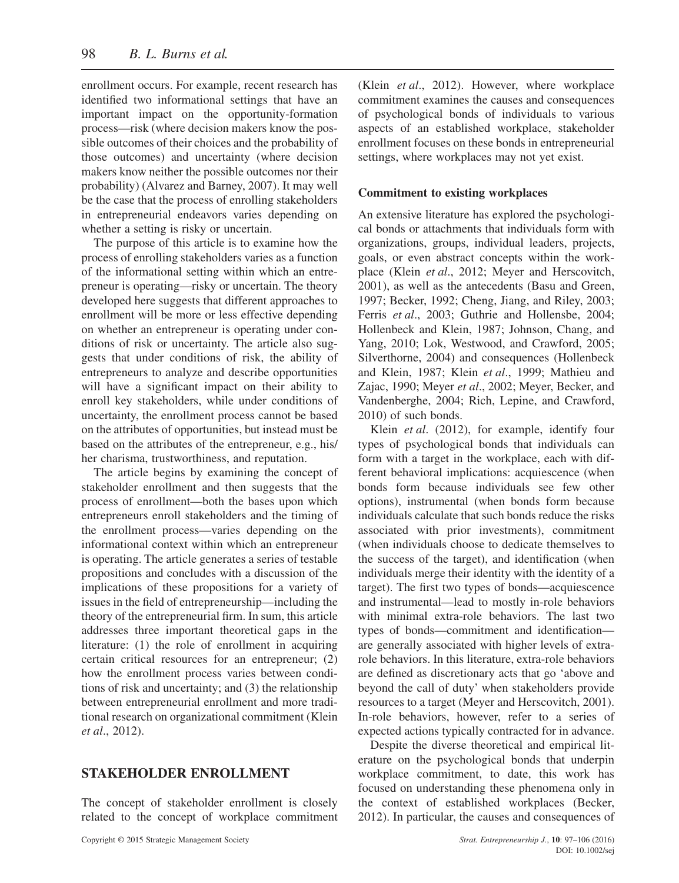enrollment occurs. For example, recent research has identified two informational settings that have an important impact on the opportunity-formation process—risk (where decision makers know the possible outcomes of their choices and the probability of those outcomes) and uncertainty (where decision makers know neither the possible outcomes nor their probability) (Alvarez and Barney, 2007). It may well be the case that the process of enrolling stakeholders in entrepreneurial endeavors varies depending on whether a setting is risky or uncertain.

The purpose of this article is to examine how the process of enrolling stakeholders varies as a function of the informational setting within which an entrepreneur is operating—risky or uncertain. The theory developed here suggests that different approaches to enrollment will be more or less effective depending on whether an entrepreneur is operating under conditions of risk or uncertainty. The article also suggests that under conditions of risk, the ability of entrepreneurs to analyze and describe opportunities will have a significant impact on their ability to enroll key stakeholders, while under conditions of uncertainty, the enrollment process cannot be based on the attributes of opportunities, but instead must be based on the attributes of the entrepreneur, e.g., his/her charisma, trustworthiness, and reputation.

The article begins by examining the concept of stakeholder enrollment and then suggests that the process of enrollment—both the bases upon which entrepreneurs enroll stakeholders and the timing of the enrollment process—varies depending on the informational context within which an entrepreneur is operating. The article generates a series of testable propositions and concludes with a discussion of the implications of these propositions for a variety of issues in the field of entrepreneurship—including the theory of the entrepreneurial firm. In sum, this article addresses three important theoretical gaps in the literature: (1) the role of enrollment in acquiring certain critical resources for an entrepreneur; (2) how the enrollment process varies between conditions of risk and uncertainty; and (3) the relationship between entrepreneurial enrollment and more traditional research on organizational commitment (Klein *et al*., 2012).

## STAKEHOLDER ENROLLMENT

The concept of stakeholder enrollment is closely related to the concept of workplace commitment (Klein *et al*., 2012). However, where workplace commitment examines the causes and consequences of psychological bonds of individuals to various aspects of an established workplace, stakeholder enrollment focuses on these bonds in entrepreneurial settings, where workplaces may not yet exist.

### Commitment to existing workplaces

An extensive literature has explored the psychological bonds or attachments that individuals form with organizations, groups, individual leaders, projects, goals, or even abstract concepts within the workplace (Klein *et al*., 2012; Meyer and Herscovitch, 2001), as well as the antecedents (Basu and Green, 1997; Becker, 1992; Cheng, Jiang, and Riley, 2003; Ferris *et al*., 2003; Guthrie and Hollensbe, 2004; Hollenbeck and Klein, 1987; Johnson, Chang, and Yang, 2010; Lok, Westwood, and Crawford, 2005; Silverthorne, 2004) and consequences (Hollenbeck and Klein, 1987; Klein *et al*., 1999; Mathieu and Zajac, 1990; Meyer *et al*., 2002; Meyer, Becker, and Vandenberghe, 2004; Rich, Lepine, and Crawford, 2010) of such bonds.

Klein *et al*. (2012), for example, identify four types of psychological bonds that individuals can form with a target in the workplace, each with different behavioral implications: acquiescence (when bonds form because individuals see few other options), instrumental (when bonds form because individuals calculate that such bonds reduce the risks associated with prior investments), commitment (when individuals choose to dedicate themselves to the success of the target), and identification (when individuals merge their identity with the identity of a target). The first two types of bonds—acquiescence and instrumental—lead to mostly in-role behaviors with minimal extra-role behaviors. The last two types of bonds—commitment and identification—are generally associated with higher levels of extra-role behaviors. In this literature, extra-role behaviors are defined as discretionary acts that go 'above and beyond the call of duty' when stakeholders provide resources to a target (Meyer and Herscovitch, 2001). In-role behaviors, however, refer to a series of expected actions typically contracted for in advance.

Despite the diverse theoretical and empirical literature on the psychological bonds that underpin workplace commitment, to date, this work has focused on understanding these phenomena only in the context of established workplaces (Becker, 2012). In particular, the causes and consequences of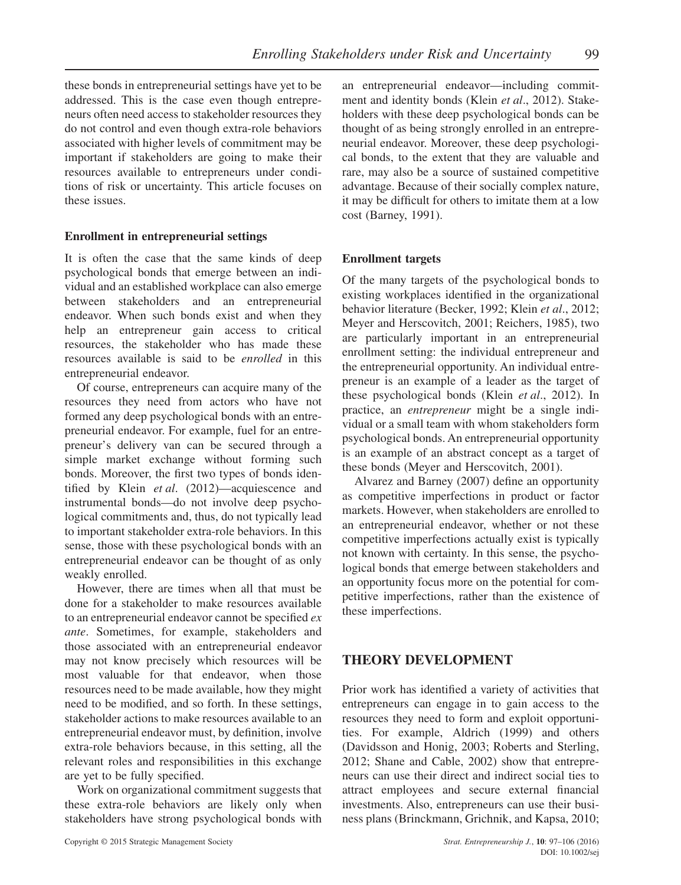these bonds in entrepreneurial settings have yet to be addressed. This is the case even though entrepreneurs often need access to stakeholder resources they do not control and even though extra-role behaviors associated with higher levels of commitment may be important if stakeholders are going to make their resources available to entrepreneurs under conditions of risk or uncertainty. This article focuses on these issues.

### Enrollment in entrepreneurial settings

It is often the case that the same kinds of deep psychological bonds that emerge between an individual and an established workplace can also emerge between stakeholders and an entrepreneurial endeavor. When such bonds exist and when they help an entrepreneur gain access to critical resources, the stakeholder who has made these resources available is said to be *enrolled* in this entrepreneurial endeavor.

Of course, entrepreneurs can acquire many of the resources they need from actors who have not formed any deep psychological bonds with an entrepreneurial endeavor. For example, fuel for an entrepreneur's delivery van can be secured through a simple market exchange without forming such bonds. Moreover, the first two types of bonds identified by Klein *et al*. (2012)—acquiescence and instrumental bonds—do not involve deep psychological commitments and, thus, do not typically lead to important stakeholder extra-role behaviors. In this sense, those with these psychological bonds with an entrepreneurial endeavor can be thought of as only weakly enrolled.

However, there are times when all that must be done for a stakeholder to make resources available to an entrepreneurial endeavor cannot be specified *ex ante*. Sometimes, for example, stakeholders and those associated with an entrepreneurial endeavor may not know precisely which resources will be most valuable for that endeavor, when those resources need to be made available, how they might need to be modified, and so forth. In these settings, stakeholder actions to make resources available to an entrepreneurial endeavor must, by definition, involve extra-role behaviors because, in this setting, all the relevant roles and responsibilities in this exchange are yet to be fully specified.

Work on organizational commitment suggests that these extra-role behaviors are likely only when stakeholders have strong psychological bonds with an entrepreneurial endeavor—including commitment and identity bonds (Klein *et al*., 2012). Stakeholders with these deep psychological bonds can be thought of as being strongly enrolled in an entrepreneurial endeavor. Moreover, these deep psychological bonds, to the extent that they are valuable and rare, may also be a source of sustained competitive advantage. Because of their socially complex nature, it may be difficult for others to imitate them at a low cost (Barney, 1991).

### Enrollment targets

Of the many targets of the psychological bonds to existing workplaces identified in the organizational behavior literature (Becker, 1992; Klein *et al*., 2012; Meyer and Herscovitch, 2001; Reichers, 1985), two are particularly important in an entrepreneurial enrollment setting: the individual entrepreneur and the entrepreneurial opportunity. An individual entrepreneur is an example of a leader as the target of these psychological bonds (Klein *et al*., 2012). In practice, an *entrepreneur* might be a single individual or a small team with whom stakeholders form psychological bonds. An entrepreneurial opportunity is an example of an abstract concept as a target of these bonds (Meyer and Herscovitch, 2001).

Alvarez and Barney (2007) define an opportunity as competitive imperfections in product or factor markets. However, when stakeholders are enrolled to an entrepreneurial endeavor, whether or not these competitive imperfections actually exist is typically not known with certainty. In this sense, the psychological bonds that emerge between stakeholders and an opportunity focus more on the potential for competitive imperfections, rather than the existence of these imperfections.

## THEORY DEVELOPMENT

Prior work has identified a variety of activities that entrepreneurs can engage in to gain access to the resources they need to form and exploit opportunities. For example, Aldrich (1999) and others (Davidsson and Honig, 2003; Roberts and Sterling, 2012; Shane and Cable, 2002) show that entrepreneurs can use their direct and indirect social ties to attract employees and secure external financial investments. Also, entrepreneurs can use their business plans (Brinckmann, Grichnik, and Kapsa, 2010;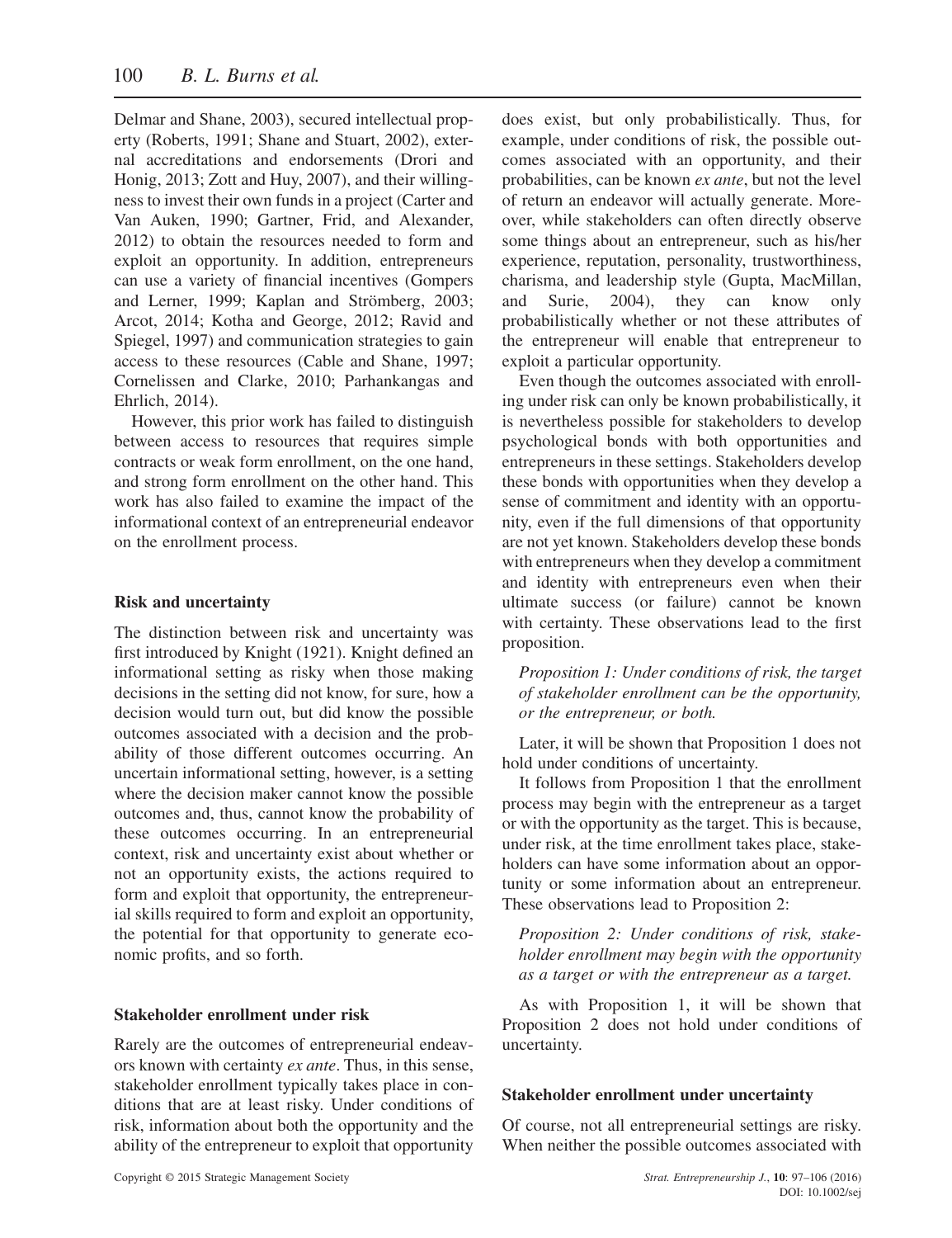Delmar and Shane, 2003), secured intellectual property (Roberts, 1991; Shane and Stuart, 2002), external accreditations and endorsements (Drori and Honig, 2013; Zott and Huy, 2007), and their willingness to invest their own funds in a project (Carter and Van Auken, 1990; Gartner, Frid, and Alexander, 2012) to obtain the resources needed to form and exploit an opportunity. In addition, entrepreneurs can use a variety of financial incentives (Gompers and Lerner, 1999; Kaplan and Strömberg, 2003; Arcot, 2014; Kotha and George, 2012; Ravid and Spiegel, 1997) and communication strategies to gain access to these resources (Cable and Shane, 1997; Cornelissen and Clarke, 2010; Parhankangas and Ehrlich, 2014).

However, this prior work has failed to distinguish between access to resources that requires simple contracts or weak form enrollment, on the one hand, and strong form enrollment on the other hand. This work has also failed to examine the impact of the informational context of an entrepreneurial endeavor on the enrollment process.

### Risk and uncertainty

The distinction between risk and uncertainty was first introduced by Knight (1921). Knight defined an informational setting as risky when those making decisions in the setting did not know, for sure, how a decision would turn out, but did know the possible outcomes associated with a decision and the probability of those different outcomes occurring. An uncertain informational setting, however, is a setting where the decision maker cannot know the possible outcomes and, thus, cannot know the probability of these outcomes occurring. In an entrepreneurial context, risk and uncertainty exist about whether or not an opportunity exists, the actions required to form and exploit that opportunity, the entrepreneurial skills required to form and exploit an opportunity, the potential for that opportunity to generate economic profits, and so forth.

### Stakeholder enrollment under risk

Rarely are the outcomes of entrepreneurial endeavors known with certainty *ex ante*. Thus, in this sense, stakeholder enrollment typically takes place in conditions that are at least risky. Under conditions of risk, information about both the opportunity and the ability of the entrepreneur to exploit that opportunity does exist, but only probabilistically. Thus, for example, under conditions of risk, the possible outcomes associated with an opportunity, and their probabilities, can be known *ex ante*, but not the level of return an endeavor will actually generate. Moreover, while stakeholders can often directly observe some things about an entrepreneur, such as his/her experience, reputation, personality, trustworthiness, charisma, and leadership style (Gupta, MacMillan, and Surie, 2004), they can know only probabilistically whether or not these attributes of the entrepreneur will enable that entrepreneur to exploit a particular opportunity.

Even though the outcomes associated with enrolling under risk can only be known probabilistically, it is nevertheless possible for stakeholders to develop psychological bonds with both opportunities and entrepreneurs in these settings. Stakeholders develop these bonds with opportunities when they develop a sense of commitment and identity with an opportunity, even if the full dimensions of that opportunity are not yet known. Stakeholders develop these bonds with entrepreneurs when they develop a commitment and identity with entrepreneurs even when their ultimate success (or failure) cannot be known with certainty. These observations lead to the first proposition.

*Proposition 1: Under conditions of risk, the target of stakeholder enrollment can be the opportunity, or the entrepreneur, or both.*

Later, it will be shown that Proposition 1 does not hold under conditions of uncertainty.

It follows from Proposition 1 that the enrollment process may begin with the entrepreneur as a target or with the opportunity as the target. This is because, under risk, at the time enrollment takes place, stakeholders can have some information about an opportunity or some information about an entrepreneur. These observations lead to Proposition 2:

*Proposition 2: Under conditions of risk, stakeholder enrollment may begin with the opportunity as a target or with the entrepreneur as a target.*

As with Proposition 1, it will be shown that Proposition 2 does not hold under conditions of uncertainty.

### Stakeholder enrollment under uncertainty

Of course, not all entrepreneurial settings are risky. When neither the possible outcomes associated with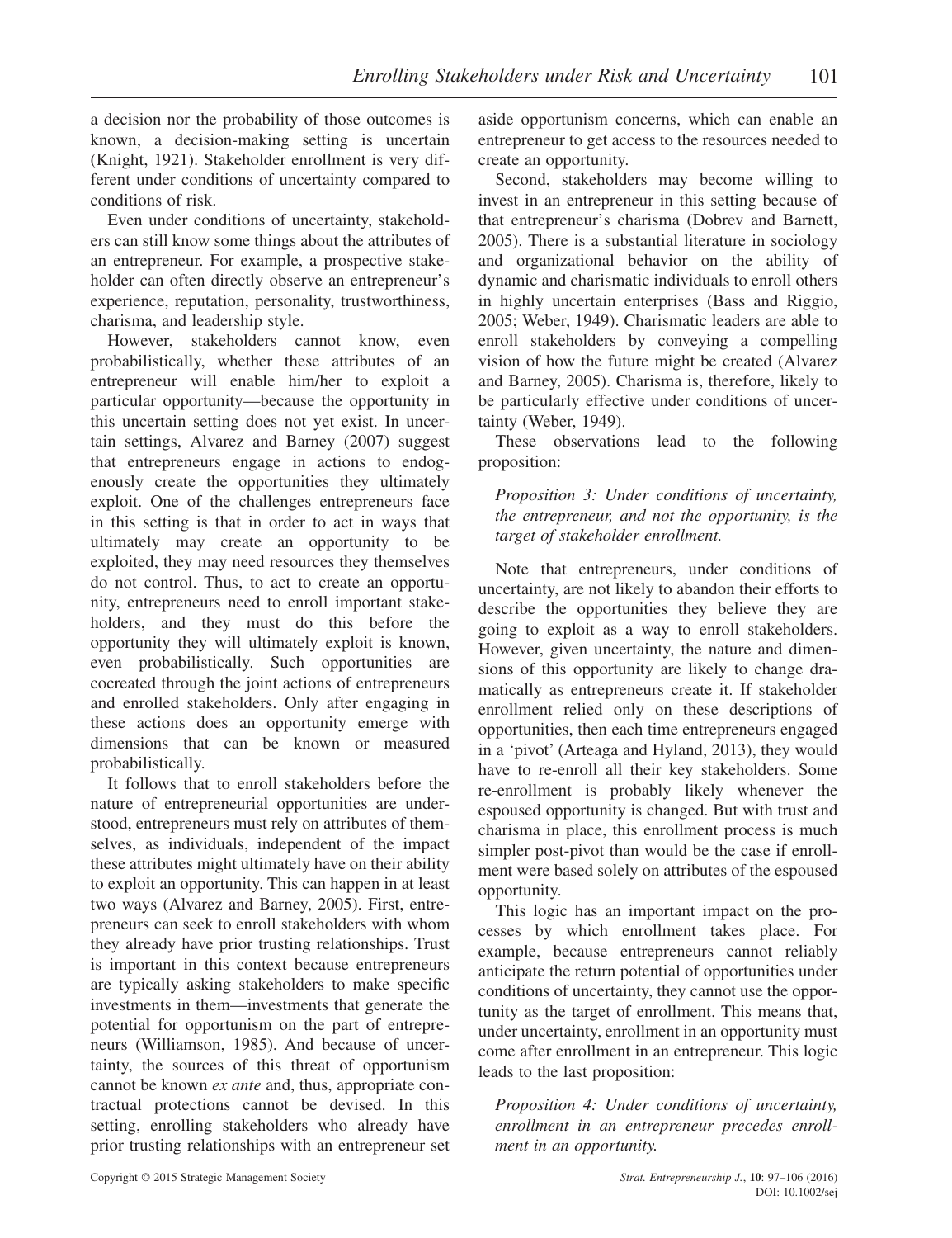a decision nor the probability of those outcomes is known, a decision-making setting is uncertain (Knight, 1921). Stakeholder enrollment is very different under conditions of uncertainty compared to conditions of risk.

Even under conditions of uncertainty, stakeholders can still know some things about the attributes of an entrepreneur. For example, a prospective stakeholder can often directly observe an entrepreneur's experience, reputation, personality, trustworthiness, charisma, and leadership style.

However, stakeholders cannot know, even probabilistically, whether these attributes of an entrepreneur will enable him/her to exploit a particular opportunity—because the opportunity in this uncertain setting does not yet exist. In uncertain settings, Alvarez and Barney (2007) suggest that entrepreneurs engage in actions to endogenously create the opportunities they ultimately exploit. One of the challenges entrepreneurs face in this setting is that in order to act in ways that ultimately may create an opportunity to be exploited, they may need resources they themselves do not control. Thus, to act to create an opportunity, entrepreneurs need to enroll important stakeholders, and they must do this before the opportunity they will ultimately exploit is known, even probabilistically. Such opportunities are cocreated through the joint actions of entrepreneurs and enrolled stakeholders. Only after engaging in these actions does an opportunity emerge with dimensions that can be known or measured probabilistically.

It follows that to enroll stakeholders before the nature of entrepreneurial opportunities are understood, entrepreneurs must rely on attributes of themselves, as individuals, independent of the impact these attributes might ultimately have on their ability to exploit an opportunity. This can happen in at least two ways (Alvarez and Barney, 2005). First, entrepreneurs can seek to enroll stakeholders with whom they already have prior trusting relationships. Trust is important in this context because entrepreneurs are typically asking stakeholders to make specific investments in them—investments that generate the potential for opportunism on the part of entrepreneurs (Williamson, 1985). And because of uncertainty, the sources of this threat of opportunism cannot be known *ex ante* and, thus, appropriate contractual protections cannot be devised. In this setting, enrolling stakeholders who already have prior trusting relationships with an entrepreneur set aside opportunism concerns, which can enable an entrepreneur to get access to the resources needed to create an opportunity.

Second, stakeholders may become willing to invest in an entrepreneur in this setting because of that entrepreneur's charisma (Dobrev and Barnett, 2005). There is a substantial literature in sociology and organizational behavior on the ability of dynamic and charismatic individuals to enroll others in highly uncertain enterprises (Bass and Riggio, 2005; Weber, 1949). Charismatic leaders are able to enroll stakeholders by conveying a compelling vision of how the future might be created (Alvarez and Barney, 2005). Charisma is, therefore, likely to be particularly effective under conditions of uncertainty (Weber, 1949).

These observations lead to the following proposition:

*Proposition 3: Under conditions of uncertainty, the entrepreneur, and not the opportunity, is the target of stakeholder enrollment.*

Note that entrepreneurs, under conditions of uncertainty, are not likely to abandon their efforts to describe the opportunities they believe they are going to exploit as a way to enroll stakeholders. However, given uncertainty, the nature and dimensions of this opportunity are likely to change dramatically as entrepreneurs create it. If stakeholder enrollment relied only on these descriptions of opportunities, then each time entrepreneurs engaged in a 'pivot' (Arteaga and Hyland, 2013), they would have to re-enroll all their key stakeholders. Some re-enrollment is probably likely whenever the espoused opportunity is changed. But with trust and charisma in place, this enrollment process is much simpler post-pivot than would be the case if enrollment were based solely on attributes of the espoused opportunity.

This logic has an important impact on the processes by which enrollment takes place. For example, because entrepreneurs cannot reliably anticipate the return potential of opportunities under conditions of uncertainty, they cannot use the opportunity as the target of enrollment. This means that, under uncertainty, enrollment in an opportunity must come after enrollment in an entrepreneur. This logic leads to the last proposition:

*Proposition 4: Under conditions of uncertainty, enrollment in an entrepreneur precedes enrollment in an opportunity.*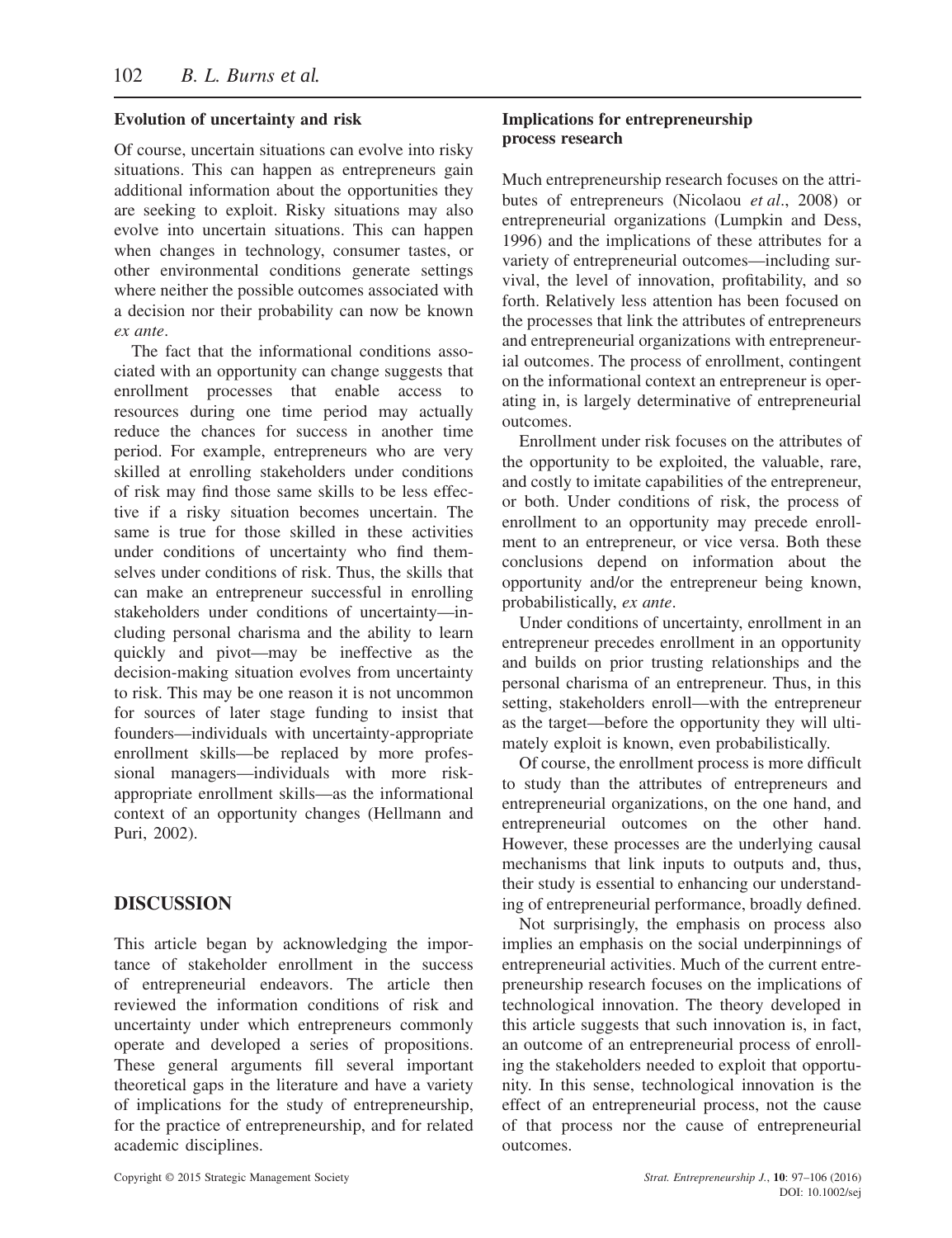### Evolution of uncertainty and risk

Of course, uncertain situations can evolve into risky situations. This can happen as entrepreneurs gain additional information about the opportunities they are seeking to exploit. Risky situations may also evolve into uncertain situations. This can happen when changes in technology, consumer tastes, or other environmental conditions generate settings where neither the possible outcomes associated with a decision nor their probability can now be known *ex ante*.

The fact that the informational conditions associated with an opportunity can change suggests that enrollment processes that enable access to resources during one time period may actually reduce the chances for success in another time period. For example, entrepreneurs who are very skilled at enrolling stakeholders under conditions of risk may find those same skills to be less effective if a risky situation becomes uncertain. The same is true for those skilled in these activities under conditions of uncertainty who find themselves under conditions of risk. Thus, the skills that can make an entrepreneur successful in enrolling stakeholders under conditions of uncertainty—including personal charisma and the ability to learn quickly and pivot—may be ineffective as the decision-making situation evolves from uncertainty to risk. This may be one reason it is not uncommon for sources of later stage funding to insist that founders—individuals with uncertainty-appropriate enrollment skills—be replaced by more professional managers—individuals with more risk-appropriate enrollment skills—as the informational context of an opportunity changes (Hellmann and Puri, 2002).

## DISCUSSION

This article began by acknowledging the importance of stakeholder enrollment in the success of entrepreneurial endeavors. The article then reviewed the information conditions of risk and uncertainty under which entrepreneurs commonly operate and developed a series of propositions. These general arguments fill several important theoretical gaps in the literature and have a variety of implications for the study of entrepreneurship, for the practice of entrepreneurship, and for related academic disciplines.

### Implications for entrepreneurship process research

Much entrepreneurship research focuses on the attributes of entrepreneurs (Nicolaou *et al*., 2008) or entrepreneurial organizations (Lumpkin and Dess, 1996) and the implications of these attributes for a variety of entrepreneurial outcomes—including survival, the level of innovation, profitability, and so forth. Relatively less attention has been focused on the processes that link the attributes of entrepreneurs and entrepreneurial organizations with entrepreneurial outcomes. The process of enrollment, contingent on the informational context an entrepreneur is operating in, is largely determinative of entrepreneurial outcomes.

Enrollment under risk focuses on the attributes of the opportunity to be exploited, the valuable, rare, and costly to imitate capabilities of the entrepreneur, or both. Under conditions of risk, the process of enrollment to an opportunity may precede enrollment to an entrepreneur, or vice versa. Both these conclusions depend on information about the opportunity and/or the entrepreneur being known, probabilistically, *ex ante*.

Under conditions of uncertainty, enrollment in an entrepreneur precedes enrollment in an opportunity and builds on prior trusting relationships and the personal charisma of an entrepreneur. Thus, in this setting, stakeholders enroll—with the entrepreneur as the target—before the opportunity they will ultimately exploit is known, even probabilistically.

Of course, the enrollment process is more difficult to study than the attributes of entrepreneurs and entrepreneurial organizations, on the one hand, and entrepreneurial outcomes on the other hand. However, these processes are the underlying causal mechanisms that link inputs to outputs and, thus, their study is essential to enhancing our understanding of entrepreneurial performance, broadly defined.

Not surprisingly, the emphasis on process also implies an emphasis on the social underpinnings of entrepreneurial activities. Much of the current entrepreneurship research focuses on the implications of technological innovation. The theory developed in this article suggests that such innovation is, in fact, an outcome of an entrepreneurial process of enrolling the stakeholders needed to exploit that opportunity. In this sense, technological innovation is the effect of an entrepreneurial process, not the cause of that process nor the cause of entrepreneurial outcomes.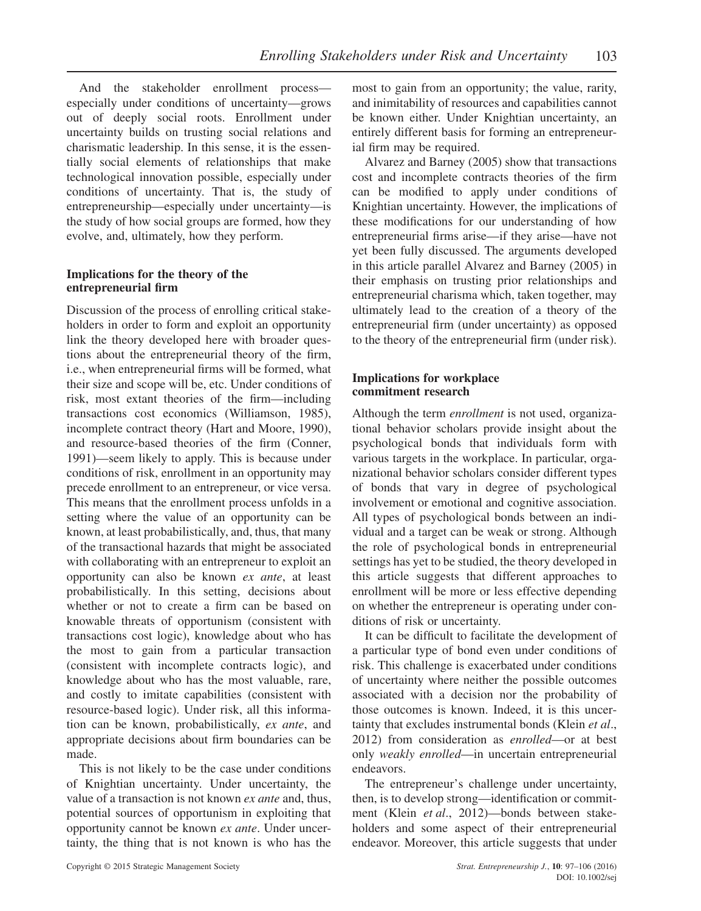And the stakeholder enrollment process—especially under conditions of uncertainty—grows out of deeply social roots. Enrollment under uncertainty builds on trusting social relations and charismatic leadership. In this sense, it is the essentially social elements of relationships that make technological innovation possible, especially under conditions of uncertainty. That is, the study of entrepreneurship—especially under uncertainty—is the study of how social groups are formed, how they evolve, and, ultimately, how they perform.

### Implications for the theory of the entrepreneurial firm

Discussion of the process of enrolling critical stakeholders in order to form and exploit an opportunity link the theory developed here with broader questions about the entrepreneurial theory of the firm, i.e., when entrepreneurial firms will be formed, what their size and scope will be, etc. Under conditions of risk, most extant theories of the firm—including transactions cost economics (Williamson, 1985), incomplete contract theory (Hart and Moore, 1990), and resource-based theories of the firm (Conner, 1991)—seem likely to apply. This is because under conditions of risk, enrollment in an opportunity may precede enrollment to an entrepreneur, or vice versa. This means that the enrollment process unfolds in a setting where the value of an opportunity can be known, at least probabilistically, and, thus, that many of the transactional hazards that might be associated with collaborating with an entrepreneur to exploit an opportunity can also be known *ex ante*, at least probabilistically. In this setting, decisions about whether or not to create a firm can be based on knowable threats of opportunism (consistent with transactions cost logic), knowledge about who has the most to gain from a particular transaction (consistent with incomplete contracts logic), and knowledge about who has the most valuable, rare, and costly to imitate capabilities (consistent with resource-based logic). Under risk, all this information can be known, probabilistically, *ex ante*, and appropriate decisions about firm boundaries can be made.

This is not likely to be the case under conditions of Knightian uncertainty. Under uncertainty, the value of a transaction is not known *ex ante* and, thus, potential sources of opportunism in exploiting that opportunity cannot be known *ex ante*. Under uncertainty, the thing that is not known is who has the most to gain from an opportunity; the value, rarity, and inimitability of resources and capabilities cannot be known either. Under Knightian uncertainty, an entirely different basis for forming an entrepreneurial firm may be required.

Alvarez and Barney (2005) show that transactions cost and incomplete contracts theories of the firm can be modified to apply under conditions of Knightian uncertainty. However, the implications of these modifications for our understanding of how entrepreneurial firms arise—if they arise—have not yet been fully discussed. The arguments developed in this article parallel Alvarez and Barney (2005) in their emphasis on trusting prior relationships and entrepreneurial charisma which, taken together, may ultimately lead to the creation of a theory of the entrepreneurial firm (under uncertainty) as opposed to the theory of the entrepreneurial firm (under risk).

### Implications for workplace commitment research

Although the term *enrollment* is not used, organizational behavior scholars provide insight about the psychological bonds that individuals form with various targets in the workplace. In particular, organizational behavior scholars consider different types of bonds that vary in degree of psychological involvement or emotional and cognitive association. All types of psychological bonds between an individual and a target can be weak or strong. Although the role of psychological bonds in entrepreneurial settings has yet to be studied, the theory developed in this article suggests that different approaches to enrollment will be more or less effective depending on whether the entrepreneur is operating under conditions of risk or uncertainty.

It can be difficult to facilitate the development of a particular type of bond even under conditions of risk. This challenge is exacerbated under conditions of uncertainty where neither the possible outcomes associated with a decision nor the probability of those outcomes is known. Indeed, it is this uncertainty that excludes instrumental bonds (Klein *et al*., 2012) from consideration as *enrolled*—or at best only *weakly enrolled*—in uncertain entrepreneurial endeavors.

The entrepreneur's challenge under uncertainty, then, is to develop strong—identification or commitment (Klein *et al*., 2012)—bonds between stakeholders and some aspect of their entrepreneurial endeavor. Moreover, this article suggests that under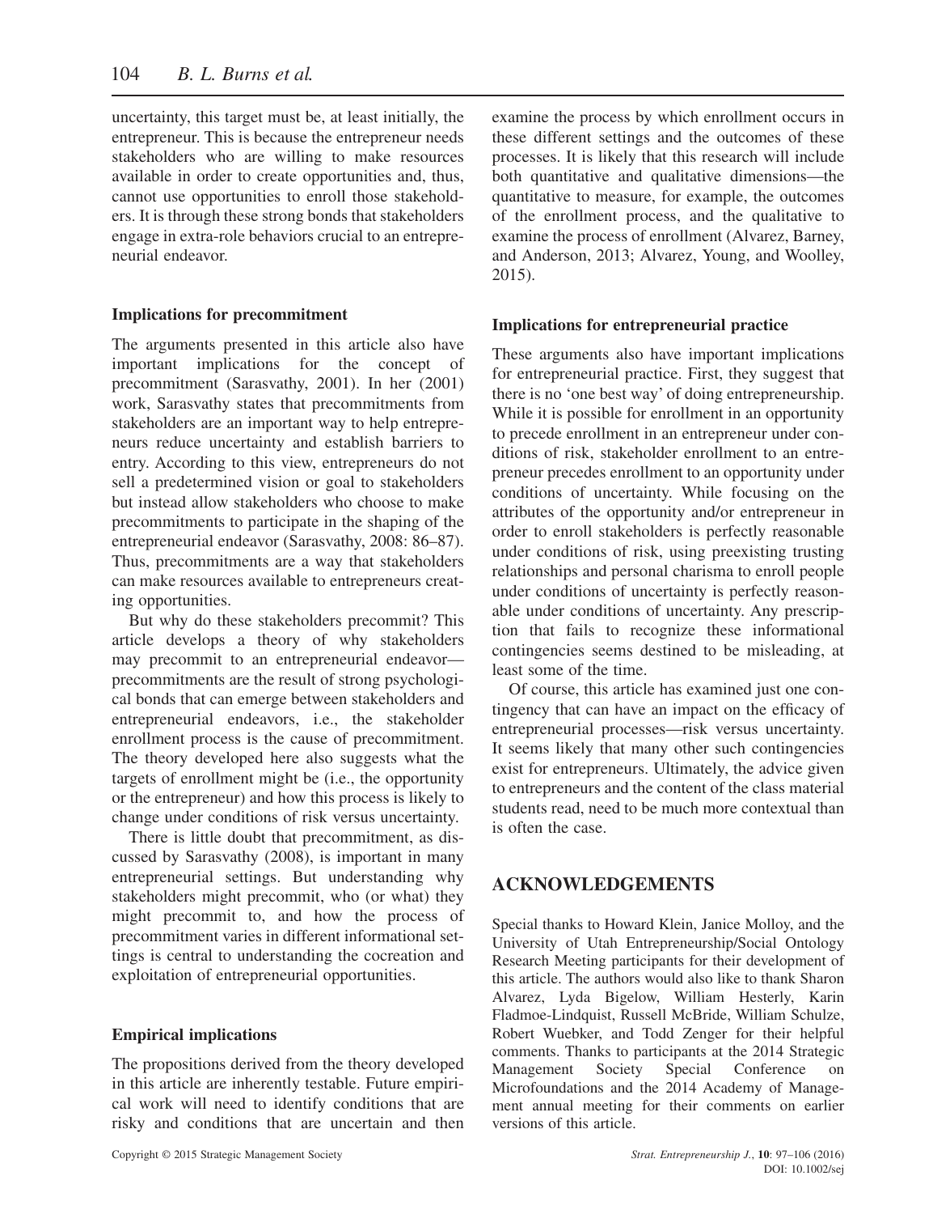uncertainty, this target must be, at least initially, the entrepreneur. This is because the entrepreneur needs stakeholders who are willing to make resources available in order to create opportunities and, thus, cannot use opportunities to enroll those stakeholders. It is through these strong bonds that stakeholders engage in extra-role behaviors crucial to an entrepreneurial endeavor.

### Implications for precommitment

The arguments presented in this article also have important implications for the concept of precommitment (Sarasvathy, 2001). In her (2001) work, Sarasvathy states that precommitments from stakeholders are an important way to help entrepreneurs reduce uncertainty and establish barriers to entry. According to this view, entrepreneurs do not sell a predetermined vision or goal to stakeholders but instead allow stakeholders who choose to make precommitments to participate in the shaping of the entrepreneurial endeavor (Sarasvathy, 2008: 86–87). Thus, precommitments are a way that stakeholders can make resources available to entrepreneurs creating opportunities.

But why do these stakeholders precommit? This article develops a theory of why stakeholders may precommit to an entrepreneurial endeavor—precommitments are the result of strong psychological bonds that can emerge between stakeholders and entrepreneurial endeavors, i.e., the stakeholder enrollment process is the cause of precommitment. The theory developed here also suggests what the targets of enrollment might be (i.e., the opportunity or the entrepreneur) and how this process is likely to change under conditions of risk versus uncertainty.

There is little doubt that precommitment, as discussed by Sarasvathy (2008), is important in many entrepreneurial settings. But understanding why stakeholders might precommit, who (or what) they might precommit to, and how the process of precommitment varies in different informational settings is central to understanding the cocreation and exploitation of entrepreneurial opportunities.

### Empirical implications

The propositions derived from the theory developed in this article are inherently testable. Future empirical work will need to identify conditions that are risky and conditions that are uncertain and then examine the process by which enrollment occurs in these different settings and the outcomes of these processes. It is likely that this research will include both quantitative and qualitative dimensions—the quantitative to measure, for example, the outcomes of the enrollment process, and the qualitative to examine the process of enrollment (Alvarez, Barney, and Anderson, 2013; Alvarez, Young, and Woolley, 2015).

### Implications for entrepreneurial practice

These arguments also have important implications for entrepreneurial practice. First, they suggest that there is no 'one best way' of doing entrepreneurship. While it is possible for enrollment in an opportunity to precede enrollment in an entrepreneur under conditions of risk, stakeholder enrollment to an entrepreneur precedes enrollment to an opportunity under conditions of uncertainty. While focusing on the attributes of the opportunity and/or entrepreneur in order to enroll stakeholders is perfectly reasonable under conditions of risk, using preexisting trusting relationships and personal charisma to enroll people under conditions of uncertainty is perfectly reasonable under conditions of uncertainty. Any prescription that fails to recognize these informational contingencies seems destined to be misleading, at least some of the time.

Of course, this article has examined just one contingency that can have an impact on the efficacy of entrepreneurial processes—risk versus uncertainty. It seems likely that many other such contingencies exist for entrepreneurs. Ultimately, the advice given to entrepreneurs and the content of the class material students read, need to be much more contextual than is often the case.

## ACKNOWLEDGEMENTS

Special thanks to Howard Klein, Janice Molloy, and the University of Utah Entrepreneurship/Social Ontology Research Meeting participants for their development of this article. The authors would also like to thank Sharon Alvarez, Lyda Bigelow, William Hesterly, Karin Fladmoe-Lindquist, Russell McBride, William Schulze, Robert Wuebker, and Todd Zenger for their helpful comments. Thanks to participants at the 2014 Strategic Management Society Special Conference on Microfoundations and the 2014 Academy of Management annual meeting for their comments on earlier versions of this article.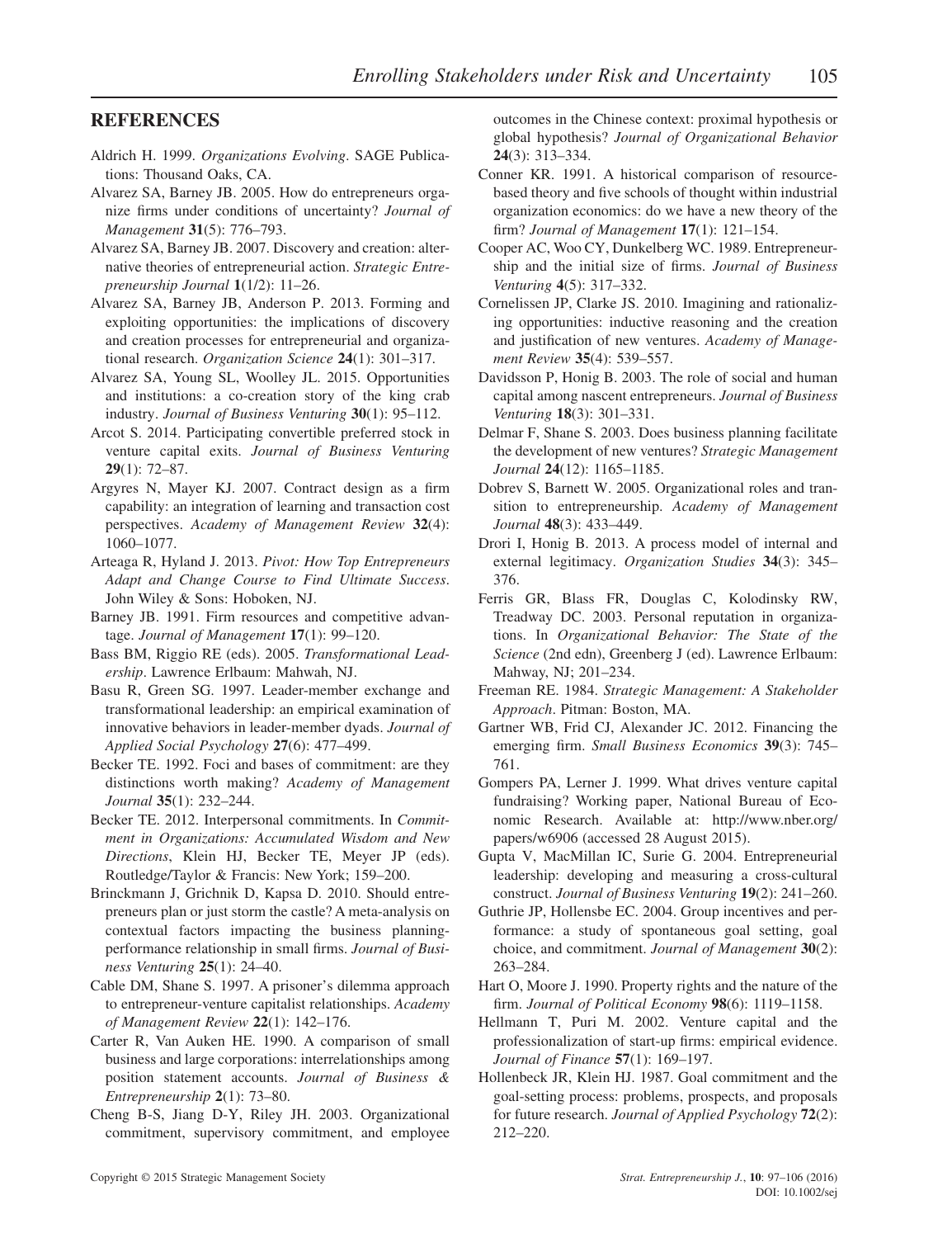## REFERENCES

Aldrich H. 1999. *Organizations Evolving*. SAGE Publications: Thousand Oaks, CA.

Alvarez SA, Barney JB. 2005. How do entrepreneurs organize firms under conditions of uncertainty? *Journal of Management* **31**(5): 776–793.

Alvarez SA, Barney JB. 2007. Discovery and creation: alternative theories of entrepreneurial action. *Strategic Entrepreneurship Journal* **1**(1/2): 11–26.

Alvarez SA, Barney JB, Anderson P. 2013. Forming and exploiting opportunities: the implications of discovery and creation processes for entrepreneurial and organizational research. *Organization Science* **24**(1): 301–317.

Alvarez SA, Young SL, Woolley JL. 2015. Opportunities and institutions: a co-creation story of the king crab industry. *Journal of Business Venturing* **30**(1): 95–112.

Arcot S. 2014. Participating convertible preferred stock in venture capital exits. *Journal of Business Venturing* **29**(1): 72–87.

Argyres N, Mayer KJ. 2007. Contract design as a firm capability: an integration of learning and transaction cost perspectives. *Academy of Management Review* **32**(4): 1060–1077.

Arteaga R, Hyland J. 2013. *Pivot: How Top Entrepreneurs Adapt and Change Course to Find Ultimate Success*. John Wiley & Sons: Hoboken, NJ.

Barney JB. 1991. Firm resources and competitive advantage. *Journal of Management* **17**(1): 99–120.

Bass BM, Riggio RE (eds). 2005. *Transformational Leadership*. Lawrence Erlbaum: Mahwah, NJ.

Basu R, Green SG. 1997. Leader-member exchange and transformational leadership: an empirical examination of innovative behaviors in leader-member dyads. *Journal of Applied Social Psychology* **27**(6): 477–499.

Becker TE. 1992. Foci and bases of commitment: are they distinctions worth making? *Academy of Management Journal* **35**(1): 232–244.

Becker TE. 2012. Interpersonal commitments. In *Commitment in Organizations: Accumulated Wisdom and New Directions*, Klein HJ, Becker TE, Meyer JP (eds). Routledge/Taylor & Francis: New York; 159–200.

Brinckmann J, Grichnik D, Kapsa D. 2010. Should entrepreneurs plan or just storm the castle? A meta-analysis on contextual factors impacting the business planning-performance relationship in small firms. *Journal of Business Venturing* **25**(1): 24–40.

Cable DM, Shane S. 1997. A prisoner's dilemma approach to entrepreneur-venture capitalist relationships. *Academy of Management Review* **22**(1): 142–176.

Carter R, Van Auken HE. 1990. A comparison of small business and large corporations: interrelationships among position statement accounts. *Journal of Business & Entrepreneurship* **2**(1): 73–80.

Cheng B-S, Jiang D-Y, Riley JH. 2003. Organizational commitment, supervisory commitment, and employee outcomes in the Chinese context: proximal hypothesis or global hypothesis? *Journal of Organizational Behavior* **24**(3): 313–334.

Conner KR. 1991. A historical comparison of resource-based theory and five schools of thought within industrial organization economics: do we have a new theory of the firm? *Journal of Management* **17**(1): 121–154.

Cooper AC, Woo CY, Dunkelberg WC. 1989. Entrepreneurship and the initial size of firms. *Journal of Business Venturing* **4**(5): 317–332.

Cornelissen JP, Clarke JS. 2010. Imagining and rationalizing opportunities: inductive reasoning and the creation and justification of new ventures. *Academy of Management Review* **35**(4): 539–557.

Davidsson P, Honig B. 2003. The role of social and human capital among nascent entrepreneurs. *Journal of Business Venturing* **18**(3): 301–331.

Delmar F, Shane S. 2003. Does business planning facilitate the development of new ventures? *Strategic Management Journal* **24**(12): 1165–1185.

Dobrev S, Barnett W. 2005. Organizational roles and transition to entrepreneurship. *Academy of Management Journal* **48**(3): 433–449.

Drori I, Honig B. 2013. A process model of internal and external legitimacy. *Organization Studies* **34**(3): 345–376.

Ferris GR, Blass FR, Douglas C, Kolodinsky RW, Treadway DC. 2003. Personal reputation in organizations. In *Organizational Behavior: The State of the Science* (2nd edn), Greenberg J (ed). Lawrence Erlbaum: Mahway, NJ; 201–234.

Freeman RE. 1984. *Strategic Management: A Stakeholder Approach*. Pitman: Boston, MA.

Gartner WB, Frid CJ, Alexander JC. 2012. Financing the emerging firm. *Small Business Economics* **39**(3): 745–761.

Gompers PA, Lerner J. 1999. What drives venture capital fundraising? Working paper, National Bureau of Economic Research. Available at: http://www.nber.org/papers/w6906 (accessed 28 August 2015).

Gupta V, MacMillan IC, Surie G. 2004. Entrepreneurial leadership: developing and measuring a cross-cultural construct. *Journal of Business Venturing* **19**(2): 241–260.

Guthrie JP, Hollensbe EC. 2004. Group incentives and performance: a study of spontaneous goal setting, goal choice, and commitment. *Journal of Management* **30**(2): 263–284.

Hart O, Moore J. 1990. Property rights and the nature of the firm. *Journal of Political Economy* **98**(6): 1119–1158.

Hellmann T, Puri M. 2002. Venture capital and the professionalization of start-up firms: empirical evidence. *Journal of Finance* **57**(1): 169–197.

Hollenbeck JR, Klein HJ. 1987. Goal commitment and the goal-setting process: problems, prospects, and proposals for future research. *Journal of Applied Psychology* **72**(2): 212–220.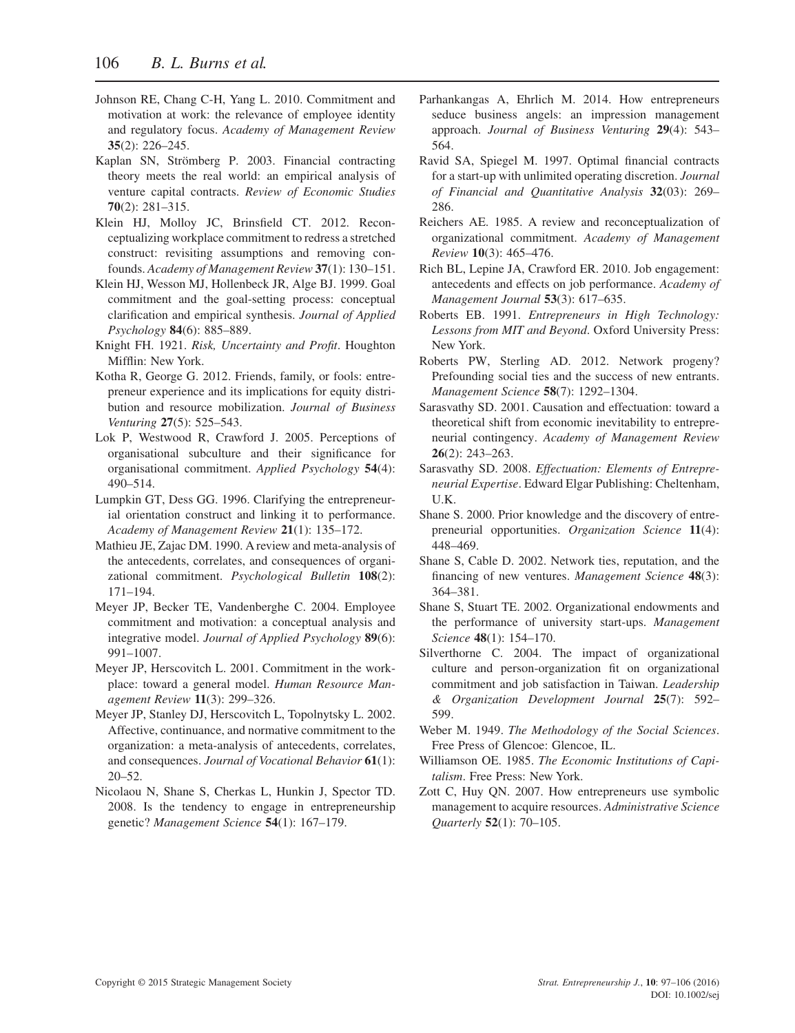Johnson RE, Chang C-H, Yang L. 2010. Commitment and motivation at work: the relevance of employee identity and regulatory focus. *Academy of Management Review* **35**(2): 226–245.

Kaplan SN, Strömberg P. 2003. Financial contracting theory meets the real world: an empirical analysis of venture capital contracts. *Review of Economic Studies* **70**(2): 281–315.

Klein HJ, Molloy JC, Brinsfield CT. 2012. Reconceptualizing workplace commitment to redress a stretched construct: revisiting assumptions and removing confounds. *Academy of Management Review* **37**(1): 130–151.

Klein HJ, Wesson MJ, Hollenbeck JR, Alge BJ. 1999. Goal commitment and the goal-setting process: conceptual clarification and empirical synthesis. *Journal of Applied Psychology* **84**(6): 885–889.

Knight FH. 1921. *Risk, Uncertainty and Profit*. Houghton Mifflin: New York.

Kotha R, George G. 2012. Friends, family, or fools: entrepreneur experience and its implications for equity distribution and resource mobilization. *Journal of Business Venturing* **27**(5): 525–543.

Lok P, Westwood R, Crawford J. 2005. Perceptions of organisational subculture and their significance for organisational commitment. *Applied Psychology* **54**(4): 490–514.

Lumpkin GT, Dess GG. 1996. Clarifying the entrepreneurial orientation construct and linking it to performance. *Academy of Management Review* **21**(1): 135–172.

Mathieu JE, Zajac DM. 1990. A review and meta-analysis of the antecedents, correlates, and consequences of organizational commitment. *Psychological Bulletin* **108**(2): 171–194.

Meyer JP, Becker TE, Vandenberghe C. 2004. Employee commitment and motivation: a conceptual analysis and integrative model. *Journal of Applied Psychology* **89**(6): 991–1007.

Meyer JP, Herscovitch L. 2001. Commitment in the workplace: toward a general model. *Human Resource Management Review* **11**(3): 299–326.

Meyer JP, Stanley DJ, Herscovitch L, Topolnytsky L. 2002. Affective, continuance, and normative commitment to the organization: a meta-analysis of antecedents, correlates, and consequences. *Journal of Vocational Behavior* **61**(1): 20–52.

Nicolaou N, Shane S, Cherkas L, Hunkin J, Spector TD. 2008. Is the tendency to engage in entrepreneurship genetic? *Management Science* **54**(1): 167–179.

Parhankangas A, Ehrlich M. 2014. How entrepreneurs seduce business angels: an impression management approach. *Journal of Business Venturing* **29**(4): 543–564.

Ravid SA, Spiegel M. 1997. Optimal financial contracts for a start-up with unlimited operating discretion. *Journal of Financial and Quantitative Analysis* **32**(03): 269–286.

Reichers AE. 1985. A review and reconceptualization of organizational commitment. *Academy of Management Review* **10**(3): 465–476.

Rich BL, Lepine JA, Crawford ER. 2010. Job engagement: antecedents and effects on job performance. *Academy of Management Journal* **53**(3): 617–635.

Roberts EB. 1991. *Entrepreneurs in High Technology: Lessons from MIT and Beyond*. Oxford University Press: New York.

Roberts PW, Sterling AD. 2012. Network progeny? Prefounding social ties and the success of new entrants. *Management Science* **58**(7): 1292–1304.

Sarasvathy SD. 2001. Causation and effectuation: toward a theoretical shift from economic inevitability to entrepreneurial contingency. *Academy of Management Review* **26**(2): 243–263.

Sarasvathy SD. 2008. *Effectuation: Elements of Entrepreneurial Expertise*. Edward Elgar Publishing: Cheltenham, U.K.

Shane S. 2000. Prior knowledge and the discovery of entrepreneurial opportunities. *Organization Science* **11**(4): 448–469.

Shane S, Cable D. 2002. Network ties, reputation, and the financing of new ventures. *Management Science* **48**(3): 364–381.

Shane S, Stuart TE. 2002. Organizational endowments and the performance of university start-ups. *Management Science* **48**(1): 154–170.

Silverthorne C. 2004. The impact of organizational culture and person-organization fit on organizational commitment and job satisfaction in Taiwan. *Leadership & Organization Development Journal* **25**(7): 592–599.

Weber M. 1949. *The Methodology of the Social Sciences*. Free Press of Glencoe: Glencoe, IL.

Williamson OE. 1985. *The Economic Institutions of Capitalism*. Free Press: New York.

Zott C, Huy QN. 2007. How entrepreneurs use symbolic management to acquire resources. *Administrative Science Quarterly* **52**(1): 70–105.